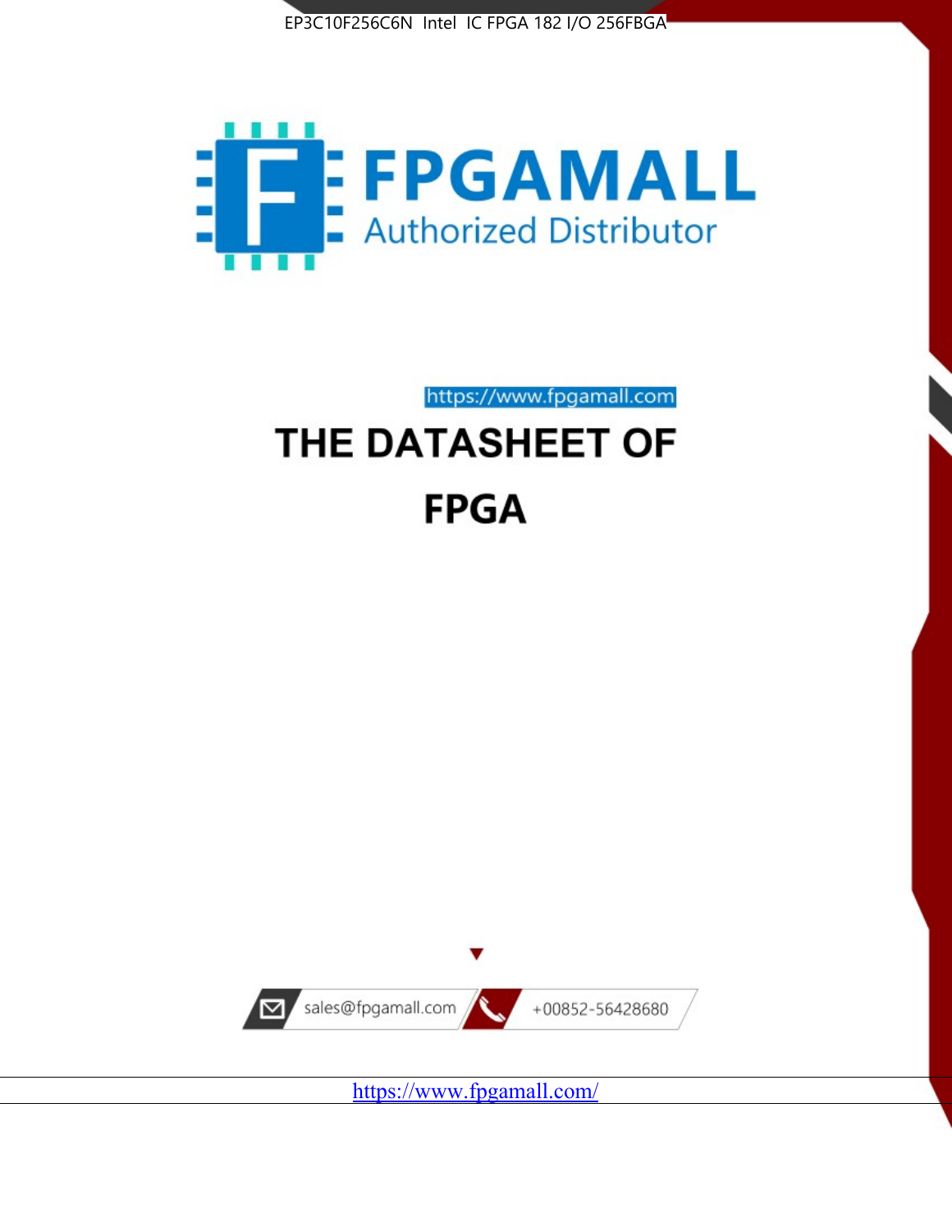EP3C10F256C6N Intel IC FPGA 182 I/O 256FBGA

FPGAMALL

Authorized Distributor

https://www.fpgamall.com

# THE DATASHEET OF

# FPGA

sales@fpgamall.com

+00852-56428680

https://www.fpgamall.com/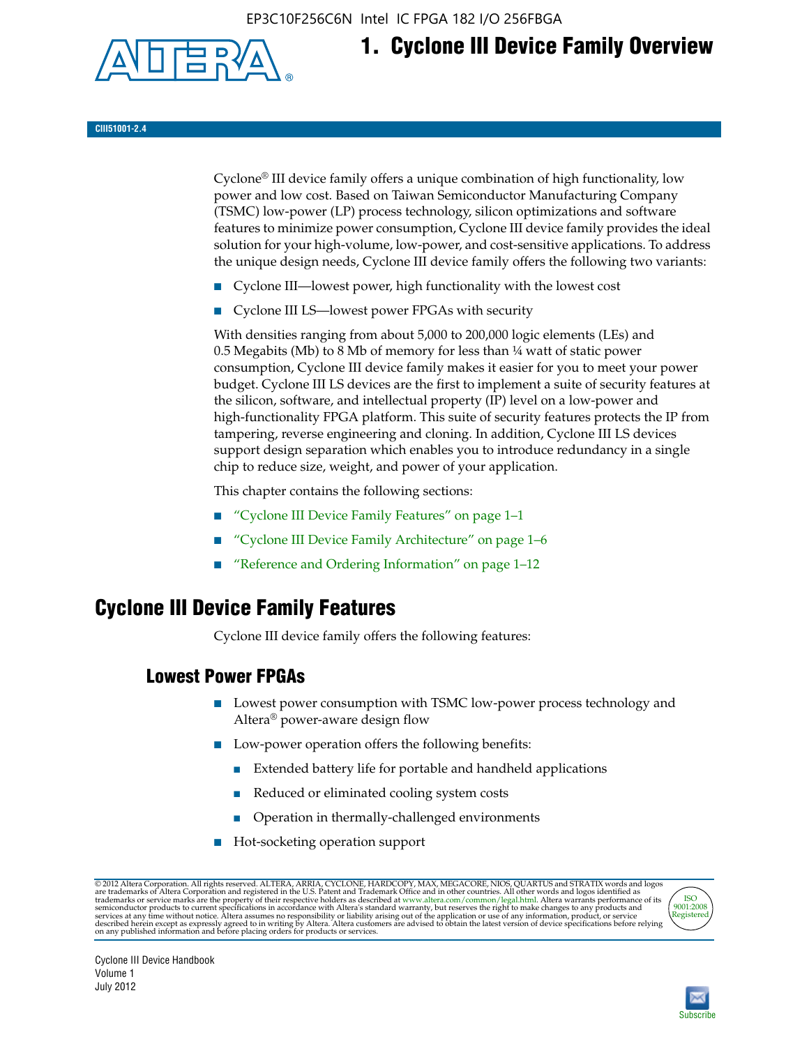# 1. Cyclone III Device Family Overview

CIII51001-2.4

Cyclone® III device family offers a unique combination of high functionality, low power and low cost. Based on Taiwan Semiconductor Manufacturing Company (TSMC) low-power (LP) process technology, silicon optimizations and software features to minimize power consumption, Cyclone III device family provides the ideal solution for your high-volume, low-power, and cost-sensitive applications. To address the unique design needs, Cyclone III device family offers the following two variants:

- Cyclone III—lowest power, high functionality with the lowest cost
- Cyclone III LS—lowest power FPGAs with security

With densities ranging from about 5,000 to 200,000 logic elements (LEs) and 0.5 Megabits (Mb) to 8 Mb of memory for less than ¼ watt of static power consumption, Cyclone III device family makes it easier for you to meet your power budget. Cyclone III LS devices are the first to implement a suite of security features at the silicon, software, and intellectual property (IP) level on a low-power and high-functionality FPGA platform. This suite of security features protects the IP from tampering, reverse engineering and cloning. In addition, Cyclone III LS devices support design separation which enables you to introduce redundancy in a single chip to reduce size, weight, and power of your application.

This chapter contains the following sections:

- "Cyclone III Device Family Features" on page 1–1
- "Cyclone III Device Family Architecture" on page 1–6
- "Reference and Ordering Information" on page 1–12

## Cyclone III Device Family Features

Cyclone III device family offers the following features:

### Lowest Power FPGAs

- Lowest power consumption with TSMC low-power process technology and Altera® power-aware design flow
- Low-power operation offers the following benefits:
  - Extended battery life for portable and handheld applications
  - Reduced or eliminated cooling system costs
  - Operation in thermally-challenged environments
- Hot-socketing operation support

© 2012 Altera Corporation. All rights reserved. ALTERA, ARRIA, CYCLONE, HARDCOPY, MAX, MEGACORE, NIOS, QUARTUS and STRATIX words and logos are trademarks of Altera Corporation and registered in the U.S. Patent and Trademark Office and in other countries. All other words and logos identified as trademarks or service marks are the property of their respective holders as described at www.altera.com/common/legal.html. Altera warrants performance of its semiconductor products to current specifications in accordance with Altera's standard warranty, but reserves the right to make changes to any products and services at any time without notice. Altera assumes no responsibility or liability arising out of the application or use of any information, product, or service described herein except as expressly agreed to in writing by Altera. Altera customers are advised to obtain the latest version of device specifications before relying on any published information and before placing orders for products or services.

Cyclone III Device Handbook
Volume 1
July 2012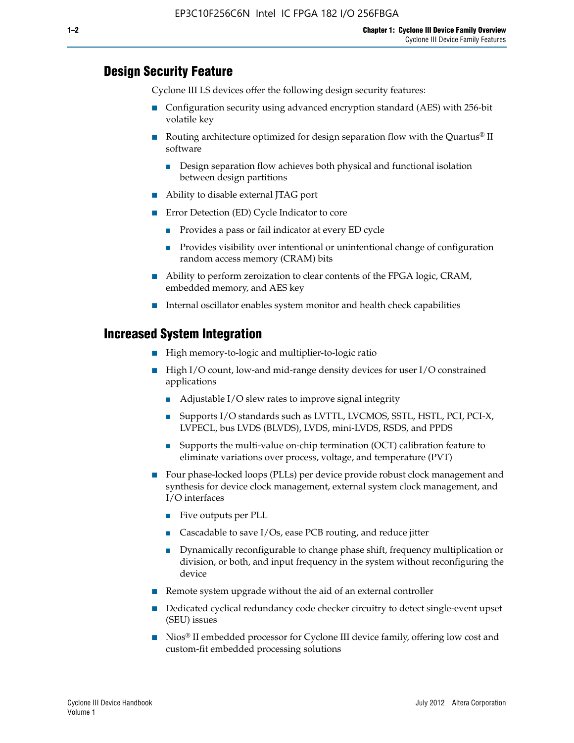## Design Security Feature

Cyclone III LS devices offer the following design security features:

- Configuration security using advanced encryption standard (AES) with 256-bit volatile key
- Routing architecture optimized for design separation flow with the Quartus® II software
  - Design separation flow achieves both physical and functional isolation between design partitions
- Ability to disable external JTAG port
- Error Detection (ED) Cycle Indicator to core
  - Provides a pass or fail indicator at every ED cycle
  - Provides visibility over intentional or unintentional change of configuration random access memory (CRAM) bits
- Ability to perform zeroization to clear contents of the FPGA logic, CRAM, embedded memory, and AES key
- Internal oscillator enables system monitor and health check capabilities

## Increased System Integration

- High memory-to-logic and multiplier-to-logic ratio
- High I/O count, low-and mid-range density devices for user I/O constrained applications
  - Adjustable I/O slew rates to improve signal integrity
  - Supports I/O standards such as LVTTL, LVCMOS, SSTL, HSTL, PCI, PCI-X, LVPECL, bus LVDS (BLVDS), LVDS, mini-LVDS, RSDS, and PPDS
  - Supports the multi-value on-chip termination (OCT) calibration feature to eliminate variations over process, voltage, and temperature (PVT)
- Four phase-locked loops (PLLs) per device provide robust clock management and synthesis for device clock management, external system clock management, and I/O interfaces
  - Five outputs per PLL
  - Cascadable to save I/Os, ease PCB routing, and reduce jitter
  - Dynamically reconfigurable to change phase shift, frequency multiplication or division, or both, and input frequency in the system without reconfiguring the device
- Remote system upgrade without the aid of an external controller
- Dedicated cyclical redundancy code checker circuitry to detect single-event upset (SEU) issues
- Nios® II embedded processor for Cyclone III device family, offering low cost and custom-fit embedded processing solutions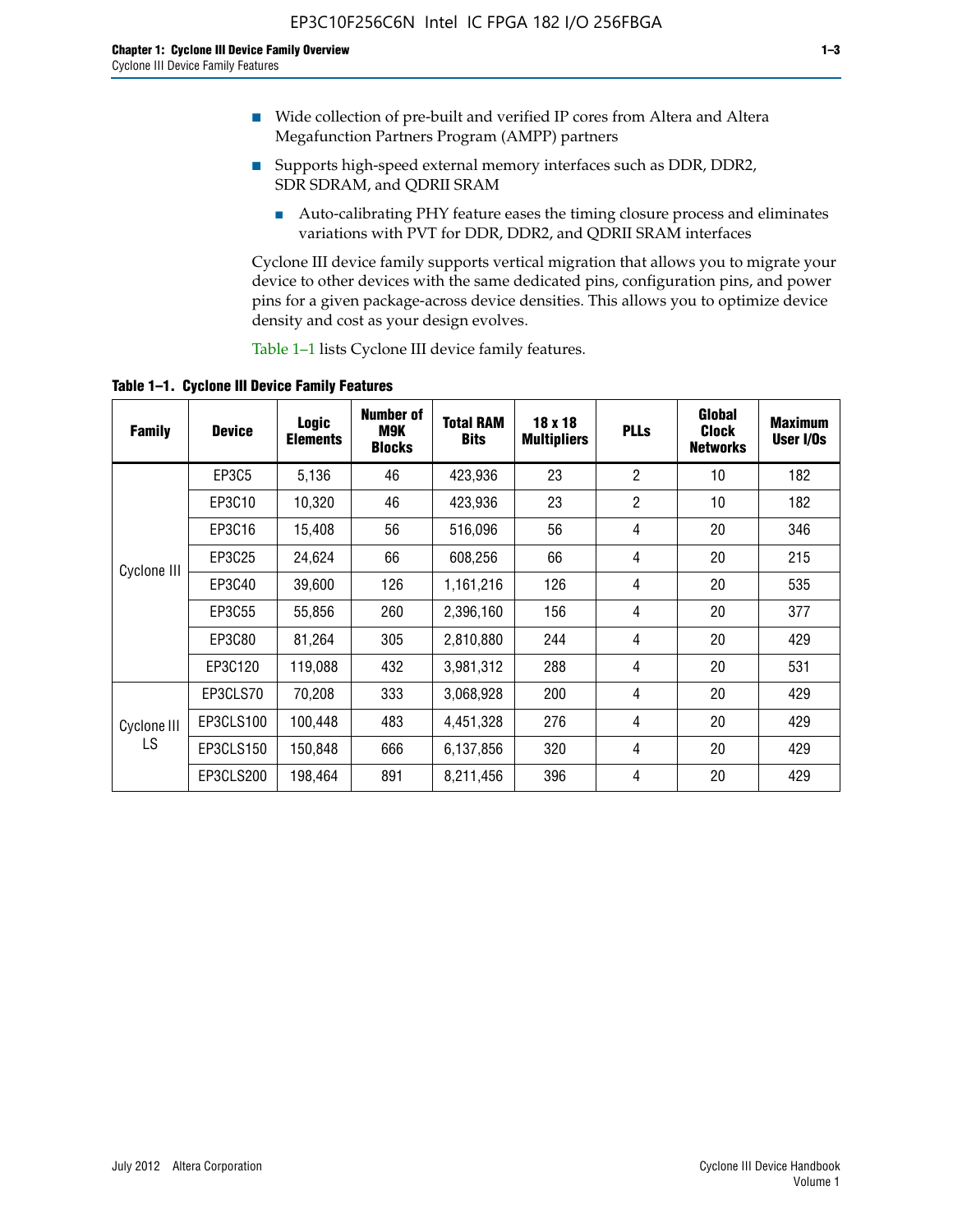- Wide collection of pre-built and verified IP cores from Altera and Altera Megafunction Partners Program (AMPP) partners
- Supports high-speed external memory interfaces such as DDR, DDR2, SDR SDRAM, and QDRII SRAM
  - Auto-calibrating PHY feature eases the timing closure process and eliminates variations with PVT for DDR, DDR2, and QDRII SRAM interfaces

Cyclone III device family supports vertical migration that allows you to migrate your device to other devices with the same dedicated pins, configuration pins, and power pins for a given package-across device densities. This allows you to optimize device density and cost as your design evolves.

Table 1–1 lists Cyclone III device family features.

**Table 1–1. Cyclone III Device Family Features**

| Family | Device | Logic Elements | Number of M9K Blocks | Total RAM Bits | 18 x 18 Multipliers | PLLs | Global Clock Networks | Maximum User I/Os |
|---|---|---|---|---|---|---|---|---|
| Cyclone III | EP3C5 | 5,136 | 46 | 423,936 | 23 | 2 | 10 | 182 |
| | EP3C10 | 10,320 | 46 | 423,936 | 23 | 2 | 10 | 182 |
| | EP3C16 | 15,408 | 56 | 516,096 | 56 | 4 | 20 | 346 |
| | EP3C25 | 24,624 | 66 | 608,256 | 66 | 4 | 20 | 215 |
| | EP3C40 | 39,600 | 126 | 1,161,216 | 126 | 4 | 20 | 535 |
| | EP3C55 | 55,856 | 260 | 2,396,160 | 156 | 4 | 20 | 377 |
| | EP3C80 | 81,264 | 305 | 2,810,880 | 244 | 4 | 20 | 429 |
| | EP3C120 | 119,088 | 432 | 3,981,312 | 288 | 4 | 20 | 531 |
| Cyclone III LS | EP3CLS70 | 70,208 | 333 | 3,068,928 | 200 | 4 | 20 | 429 |
| | EP3CLS100 | 100,448 | 483 | 4,451,328 | 276 | 4 | 20 | 429 |
| | EP3CLS150 | 150,848 | 666 | 6,137,856 | 320 | 4 | 20 | 429 |
| | EP3CLS200 | 198,464 | 891 | 8,211,456 | 396 | 4 | 20 | 429 |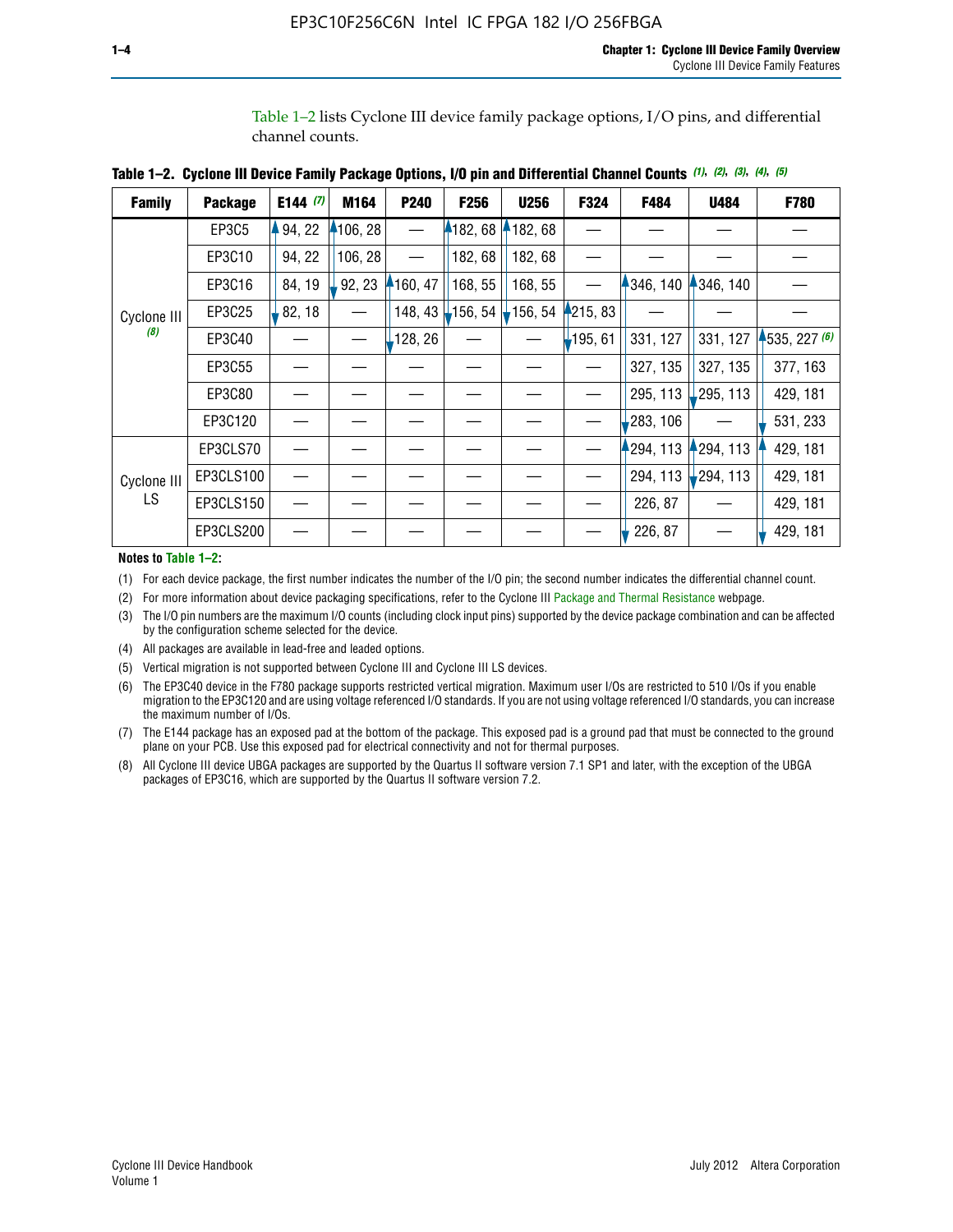Table 1–2 lists Cyclone III device family package options, I/O pins, and differential channel counts.

**Table 1–2. Cyclone III Device Family Package Options, I/O pin and Differential Channel Counts** *(1), (2), (3), (4), (5)*

| Family | Package | E144 *(7)* | M164 | P240 | F256 | U256 | F324 | F484 | U484 | F780 |
|---|---|---|---|---|---|---|---|---|---|---|
| Cyclone III *(8)* | EP3C5 | 94, 22 | 106, 28 | — | 182, 68 | 182, 68 | — | — | — | — |
| | EP3C10 | 94, 22 | 106, 28 | — | 182, 68 | 182, 68 | — | — | — | — |
| | EP3C16 | 84, 19 | 92, 23 | 160, 47 | 168, 55 | 168, 55 | — | 346, 140 | 346, 140 | — |
| | EP3C25 | 82, 18 | — | 148, 43 | 156, 54 | 156, 54 | 215, 83 | — | — | — |
| | EP3C40 | — | — | 128, 26 | — | — | 195, 61 | 331, 127 | 331, 127 | 535, 227 *(6)* |
| | EP3C55 | — | — | — | — | — | — | 327, 135 | 327, 135 | 377, 163 |
| | EP3C80 | — | — | — | — | — | — | 295, 113 | 295, 113 | 429, 181 |
| | EP3C120 | — | — | — | — | — | — | 283, 106 | — | 531, 233 |
| Cyclone III LS | EP3CLS70 | — | — | — | — | — | — | 294, 113 | 294, 113 | 429, 181 |
| | EP3CLS100 | — | — | — | — | — | — | 294, 113 | 294, 113 | 429, 181 |
| | EP3CLS150 | — | — | — | — | — | — | 226, 87 | — | 429, 181 |
| | EP3CLS200 | — | — | — | — | — | — | 226, 87 | — | 429, 181 |

**Notes to Table 1–2:**

(1) For each device package, the first number indicates the number of the I/O pin; the second number indicates the differential channel count.

(2) For more information about device packaging specifications, refer to the Cyclone III Package and Thermal Resistance webpage.

(3) The I/O pin numbers are the maximum I/O counts (including clock input pins) supported by the device package combination and can be affected by the configuration scheme selected for the device.

(4) All packages are available in lead-free and leaded options.

(5) Vertical migration is not supported between Cyclone III and Cyclone III LS devices.

(6) The EP3C40 device in the F780 package supports restricted vertical migration. Maximum user I/Os are restricted to 510 I/Os if you enable migration to the EP3C120 and are using voltage referenced I/O standards. If you are not using voltage referenced I/O standards, you can increase the maximum number of I/Os.

(7) The E144 package has an exposed pad at the bottom of the package. This exposed pad is a ground pad that must be connected to the ground plane on your PCB. Use this exposed pad for electrical connectivity and not for thermal purposes.

(8) All Cyclone III device UBGA packages are supported by the Quartus II software version 7.1 SP1 and later, with the exception of the UBGA packages of EP3C16, which are supported by the Quartus II software version 7.2.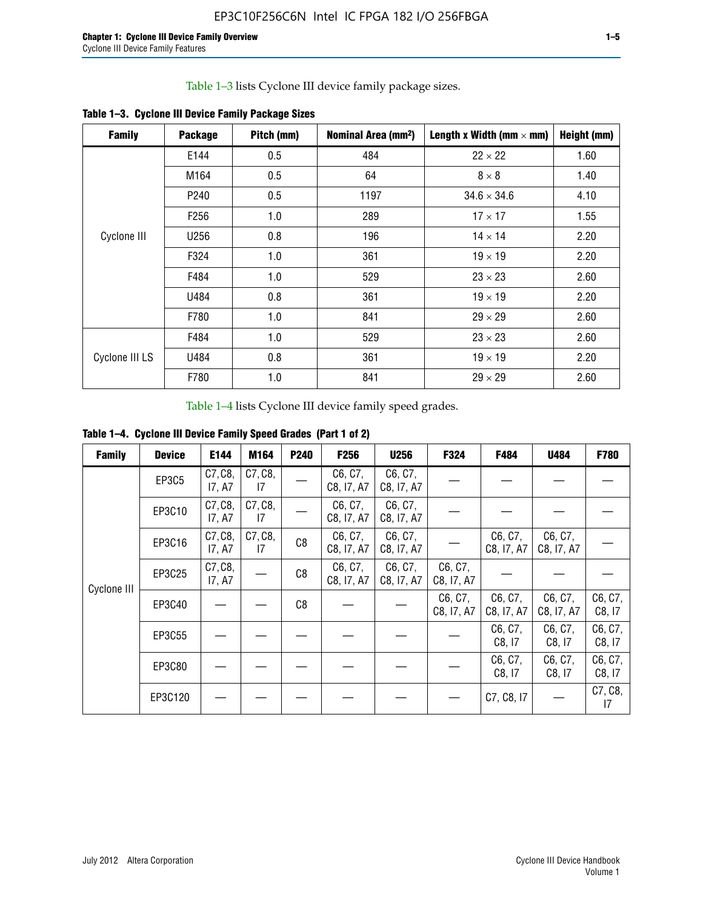Table 1–3 lists Cyclone III device family package sizes.

**Table 1–3. Cyclone III Device Family Package Sizes**

| Family | Package | Pitch (mm) | Nominal Area (mm²) | Length x Width (mm × mm) | Height (mm) |
|---|---|---|---|---|---|
| Cyclone III | E144 | 0.5 | 484 | 22 × 22 | 1.60 |
| | M164 | 0.5 | 64 | 8 × 8 | 1.40 |
| | P240 | 0.5 | 1197 | 34.6 × 34.6 | 4.10 |
| | F256 | 1.0 | 289 | 17 × 17 | 1.55 |
| | U256 | 0.8 | 196 | 14 × 14 | 2.20 |
| | F324 | 1.0 | 361 | 19 × 19 | 2.20 |
| | F484 | 1.0 | 529 | 23 × 23 | 2.60 |
| | U484 | 0.8 | 361 | 19 × 19 | 2.20 |
| | F780 | 1.0 | 841 | 29 × 29 | 2.60 |
| Cyclone III LS | F484 | 1.0 | 529 | 23 × 23 | 2.60 |
| | U484 | 0.8 | 361 | 19 × 19 | 2.20 |
| | F780 | 1.0 | 841 | 29 × 29 | 2.60 |

Table 1–4 lists Cyclone III device family speed grades.

**Table 1–4. Cyclone III Device Family Speed Grades (Part 1 of 2)**

| Family | Device | E144 | M164 | P240 | F256 | U256 | F324 | F484 | U484 | F780 |
|---|---|---|---|---|---|---|---|---|---|---|
| Cyclone III | EP3C5 | C7, C8, I7, A7 | C7, C8, I7 | — | C6, C7, C8, I7, A7 | C6, C7, C8, I7, A7 | — | — | — | — |
| | EP3C10 | C7, C8, I7, A7 | C7, C8, I7 | — | C6, C7, C8, I7, A7 | C6, C7, C8, I7, A7 | — | — | — | — |
| | EP3C16 | C7, C8, I7, A7 | C7, C8, I7 | C8 | C6, C7, C8, I7, A7 | C6, C7, C8, I7, A7 | — | C6, C7, C8, I7, A7 | C6, C7, C8, I7, A7 | — |
| | EP3C25 | C7, C8, I7, A7 | — | C8 | C6, C7, C8, I7, A7 | C6, C7, C8, I7, A7 | C6, C7, C8, I7, A7 | — | — | — |
| | EP3C40 | — | — | C8 | — | — | C6, C7, C8, I7, A7 | C6, C7, C8, I7, A7 | C6, C7, C8, I7, A7 | C6, C7, C8, I7 |
| | EP3C55 | — | — | — | — | — | — | C6, C7, C8, I7 | C6, C7, C8, I7 | C6, C7, C8, I7 |
| | EP3C80 | — | — | — | — | — | — | C6, C7, C8, I7 | C6, C7, C8, I7 | C6, C7, C8, I7 |
| | EP3C120 | — | — | — | — | — | — | C7, C8, I7 | — | C7, C8, I7 |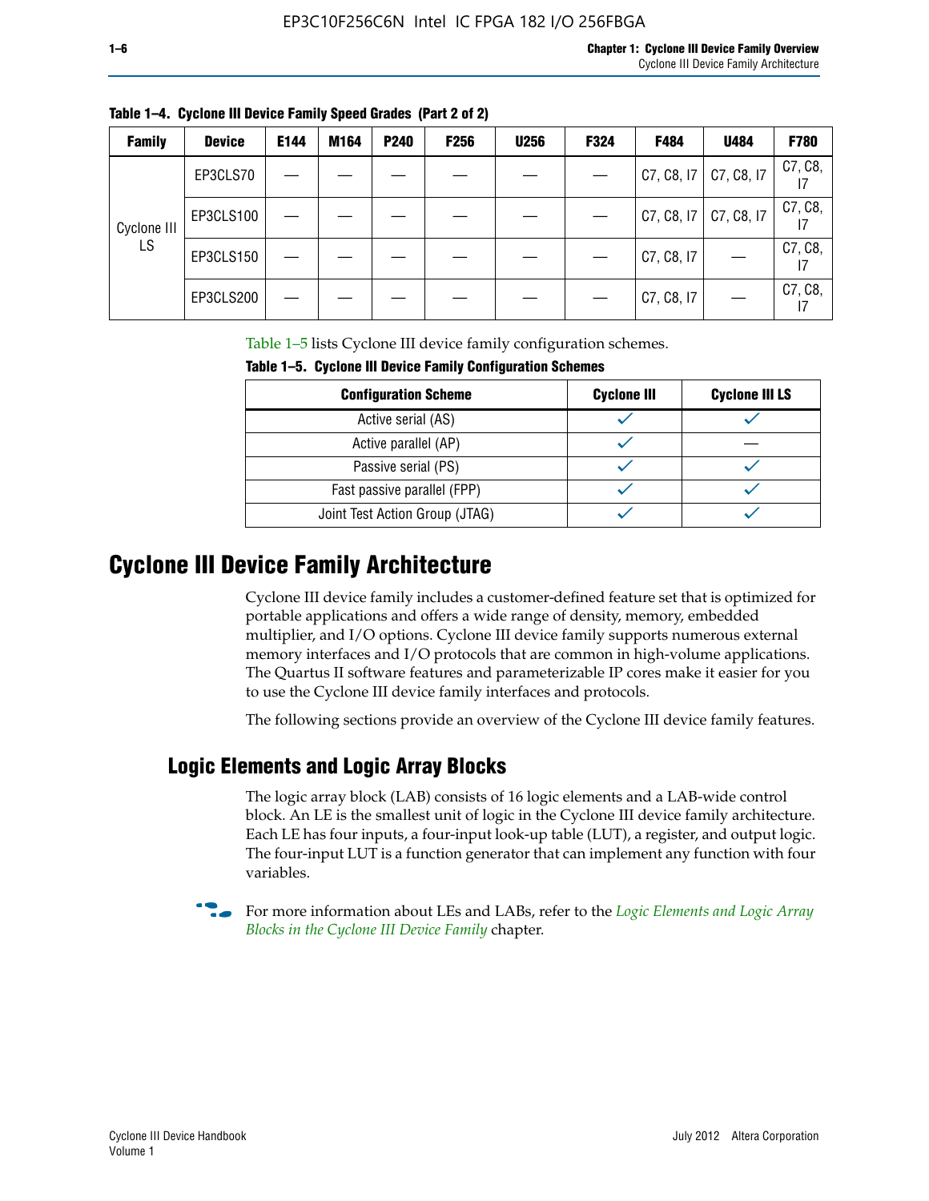**Table 1–4. Cyclone III Device Family Speed Grades (Part 2 of 2)**

| Family | Device | E144 | M164 | P240 | F256 | U256 | F324 | F484 | U484 | F780 |
|---|---|---|---|---|---|---|---|---|---|---|
| Cyclone III LS | EP3CLS70 | — | — | — | — | — | — | C7, C8, I7 | C7, C8, I7 | C7, C8, I7 |
| | EP3CLS100 | — | — | — | — | — | — | C7, C8, I7 | C7, C8, I7 | C7, C8, I7 |
| | EP3CLS150 | — | — | — | — | — | — | C7, C8, I7 | — | C7, C8, I7 |
| | EP3CLS200 | — | — | — | — | — | — | C7, C8, I7 | — | C7, C8, I7 |

Table 1–5 lists Cyclone III device family configuration schemes.

**Table 1–5. Cyclone III Device Family Configuration Schemes**

| Configuration Scheme | Cyclone III | Cyclone III LS |
|---|---|---|
| Active serial (AS) | ✓ | ✓ |
| Active parallel (AP) | ✓ | — |
| Passive serial (PS) | ✓ | ✓ |
| Fast passive parallel (FPP) | ✓ | ✓ |
| Joint Test Action Group (JTAG) | ✓ | ✓ |

# Cyclone III Device Family Architecture

Cyclone III device family includes a customer-defined feature set that is optimized for portable applications and offers a wide range of density, memory, embedded multiplier, and I/O options. Cyclone III device family supports numerous external memory interfaces and I/O protocols that are common in high-volume applications. The Quartus II software features and parameterizable IP cores make it easier for you to use the Cyclone III device family interfaces and protocols.

The following sections provide an overview of the Cyclone III device family features.

## Logic Elements and Logic Array Blocks

The logic array block (LAB) consists of 16 logic elements and a LAB-wide control block. An LE is the smallest unit of logic in the Cyclone III device family architecture. Each LE has four inputs, a four-input look-up table (LUT), a register, and output logic. The four-input LUT is a function generator that can implement any function with four variables.

For more information about LEs and LABs, refer to the *Logic Elements and Logic Array Blocks in the Cyclone III Device Family* chapter.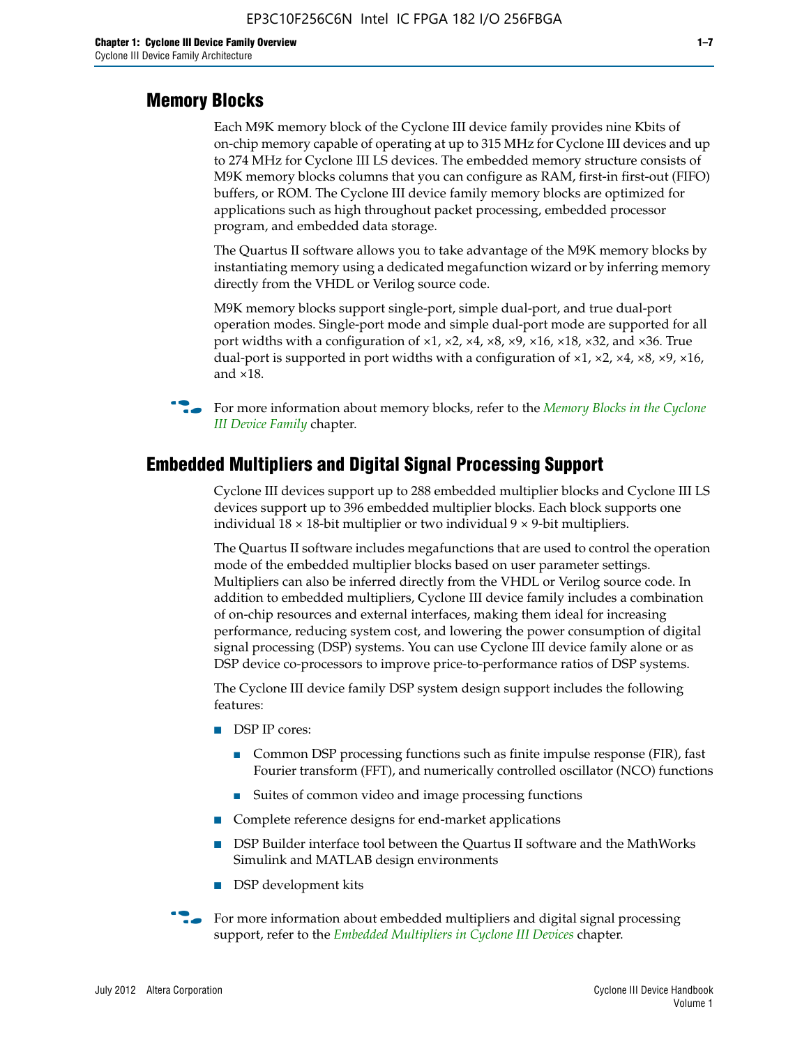## Memory Blocks

Each M9K memory block of the Cyclone III device family provides nine Kbits of on-chip memory capable of operating at up to 315 MHz for Cyclone III devices and up to 274 MHz for Cyclone III LS devices. The embedded memory structure consists of M9K memory blocks columns that you can configure as RAM, first-in first-out (FIFO) buffers, or ROM. The Cyclone III device family memory blocks are optimized for applications such as high throughout packet processing, embedded processor program, and embedded data storage.

The Quartus II software allows you to take advantage of the M9K memory blocks by instantiating memory using a dedicated megafunction wizard or by inferring memory directly from the VHDL or Verilog source code.

M9K memory blocks support single-port, simple dual-port, and true dual-port operation modes. Single-port mode and simple dual-port mode are supported for all port widths with a configuration of ×1, ×2, ×4, ×8, ×9, ×16, ×18, ×32, and ×36. True dual-port is supported in port widths with a configuration of ×1, ×2, ×4, ×8, ×9, ×16, and ×18.

For more information about memory blocks, refer to the *Memory Blocks in the Cyclone III Device Family* chapter.

## Embedded Multipliers and Digital Signal Processing Support

Cyclone III devices support up to 288 embedded multiplier blocks and Cyclone III LS devices support up to 396 embedded multiplier blocks. Each block supports one individual 18 × 18-bit multiplier or two individual 9 × 9-bit multipliers.

The Quartus II software includes megafunctions that are used to control the operation mode of the embedded multiplier blocks based on user parameter settings. Multipliers can also be inferred directly from the VHDL or Verilog source code. In addition to embedded multipliers, Cyclone III device family includes a combination of on-chip resources and external interfaces, making them ideal for increasing performance, reducing system cost, and lowering the power consumption of digital signal processing (DSP) systems. You can use Cyclone III device family alone or as DSP device co-processors to improve price-to-performance ratios of DSP systems.

The Cyclone III device family DSP system design support includes the following features:

- DSP IP cores:
  - Common DSP processing functions such as finite impulse response (FIR), fast Fourier transform (FFT), and numerically controlled oscillator (NCO) functions
  - Suites of common video and image processing functions
- Complete reference designs for end-market applications
- DSP Builder interface tool between the Quartus II software and the MathWorks Simulink and MATLAB design environments
- DSP development kits

For more information about embedded multipliers and digital signal processing support, refer to the *Embedded Multipliers in Cyclone III Devices* chapter.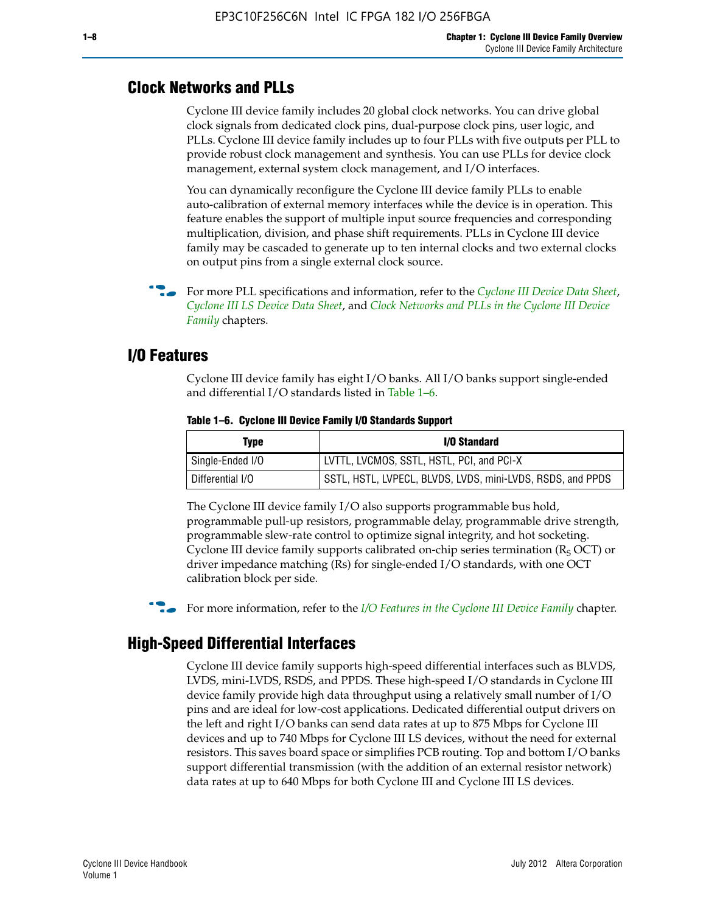## Clock Networks and PLLs

Cyclone III device family includes 20 global clock networks. You can drive global clock signals from dedicated clock pins, dual-purpose clock pins, user logic, and PLLs. Cyclone III device family includes up to four PLLs with five outputs per PLL to provide robust clock management and synthesis. You can use PLLs for device clock management, external system clock management, and I/O interfaces.

You can dynamically reconfigure the Cyclone III device family PLLs to enable auto-calibration of external memory interfaces while the device is in operation. This feature enables the support of multiple input source frequencies and corresponding multiplication, division, and phase shift requirements. PLLs in Cyclone III device family may be cascaded to generate up to ten internal clocks and two external clocks on output pins from a single external clock source.

For more PLL specifications and information, refer to the *Cyclone III Device Data Sheet*, *Cyclone III LS Device Data Sheet*, and *Clock Networks and PLLs in the Cyclone III Device Family* chapters.

## I/O Features

Cyclone III device family has eight I/O banks. All I/O banks support single-ended and differential I/O standards listed in Table 1–6.

**Table 1–6. Cyclone III Device Family I/O Standards Support**

| Type | I/O Standard |
|---|---|
| Single-Ended I/O | LVTTL, LVCMOS, SSTL, HSTL, PCI, and PCI-X |
| Differential I/O | SSTL, HSTL, LVPECL, BLVDS, LVDS, mini-LVDS, RSDS, and PPDS |

The Cyclone III device family I/O also supports programmable bus hold, programmable pull-up resistors, programmable delay, programmable drive strength, programmable slew-rate control to optimize signal integrity, and hot socketing. Cyclone III device family supports calibrated on-chip series termination ($R_S$ OCT) or driver impedance matching (Rs) for single-ended I/O standards, with one OCT calibration block per side.

For more information, refer to the *I/O Features in the Cyclone III Device Family* chapter.

## High-Speed Differential Interfaces

Cyclone III device family supports high-speed differential interfaces such as BLVDS, LVDS, mini-LVDS, RSDS, and PPDS. These high-speed I/O standards in Cyclone III device family provide high data throughput using a relatively small number of I/O pins and are ideal for low-cost applications. Dedicated differential output drivers on the left and right I/O banks can send data rates at up to 875 Mbps for Cyclone III devices and up to 740 Mbps for Cyclone III LS devices, without the need for external resistors. This saves board space or simplifies PCB routing. Top and bottom I/O banks support differential transmission (with the addition of an external resistor network) data rates at up to 640 Mbps for both Cyclone III and Cyclone III LS devices.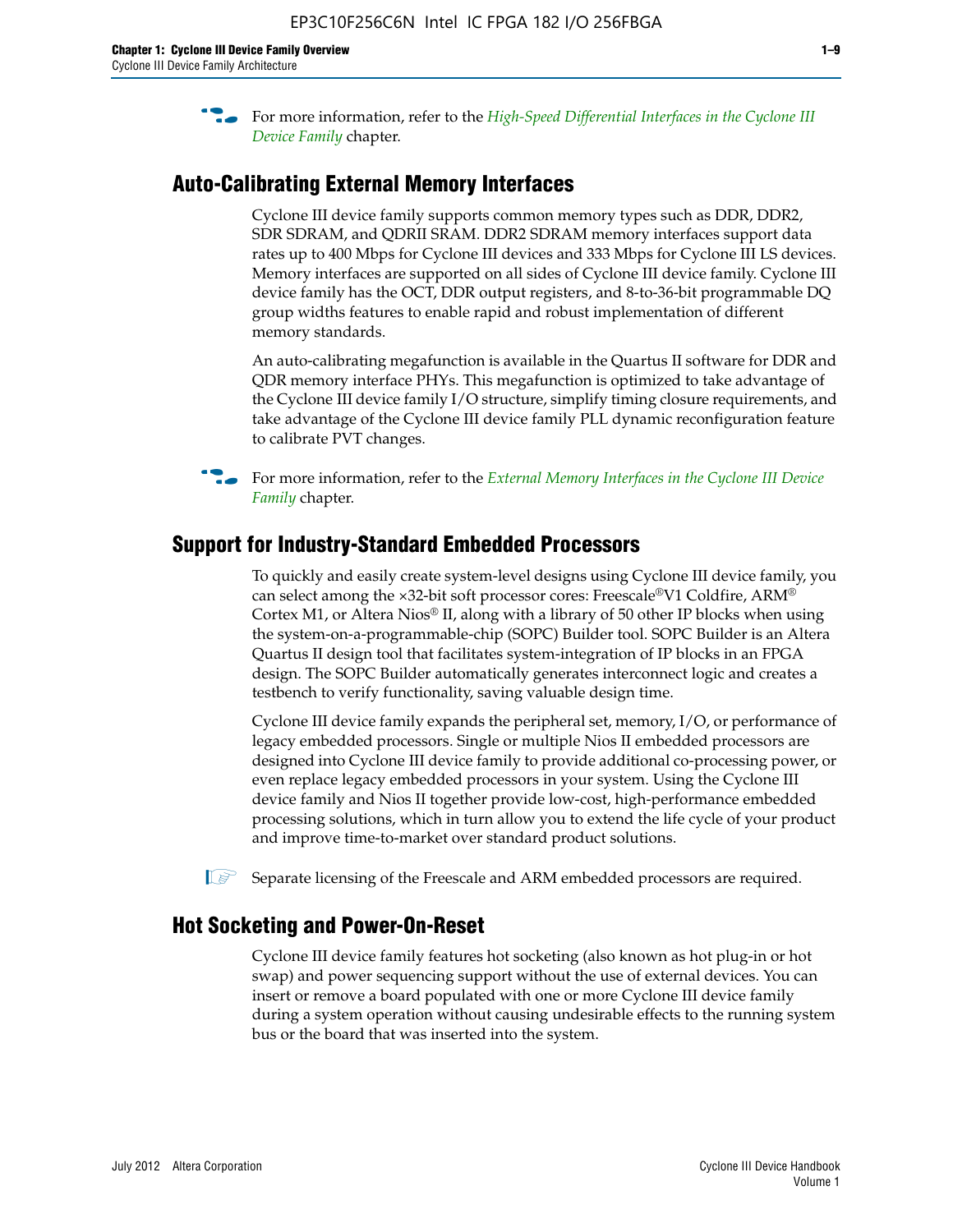For more information, refer to the *High-Speed Differential Interfaces in the Cyclone III Device Family* chapter.

## Auto-Calibrating External Memory Interfaces

Cyclone III device family supports common memory types such as DDR, DDR2, SDR SDRAM, and QDRII SRAM. DDR2 SDRAM memory interfaces support data rates up to 400 Mbps for Cyclone III devices and 333 Mbps for Cyclone III LS devices. Memory interfaces are supported on all sides of Cyclone III device family. Cyclone III device family has the OCT, DDR output registers, and 8-to-36-bit programmable DQ group widths features to enable rapid and robust implementation of different memory standards.

An auto-calibrating megafunction is available in the Quartus II software for DDR and QDR memory interface PHYs. This megafunction is optimized to take advantage of the Cyclone III device family I/O structure, simplify timing closure requirements, and take advantage of the Cyclone III device family PLL dynamic reconfiguration feature to calibrate PVT changes.

For more information, refer to the *External Memory Interfaces in the Cyclone III Device Family* chapter.

## Support for Industry-Standard Embedded Processors

To quickly and easily create system-level designs using Cyclone III device family, you can select among the ×32-bit soft processor cores: Freescale®V1 Coldfire, ARM® Cortex M1, or Altera Nios® II, along with a library of 50 other IP blocks when using the system-on-a-programmable-chip (SOPC) Builder tool. SOPC Builder is an Altera Quartus II design tool that facilitates system-integration of IP blocks in an FPGA design. The SOPC Builder automatically generates interconnect logic and creates a testbench to verify functionality, saving valuable design time.

Cyclone III device family expands the peripheral set, memory, I/O, or performance of legacy embedded processors. Single or multiple Nios II embedded processors are designed into Cyclone III device family to provide additional co-processing power, or even replace legacy embedded processors in your system. Using the Cyclone III device family and Nios II together provide low-cost, high-performance embedded processing solutions, which in turn allow you to extend the life cycle of your product and improve time-to-market over standard product solutions.

Separate licensing of the Freescale and ARM embedded processors are required.

## Hot Socketing and Power-On-Reset

Cyclone III device family features hot socketing (also known as hot plug-in or hot swap) and power sequencing support without the use of external devices. You can insert or remove a board populated with one or more Cyclone III device family during a system operation without causing undesirable effects to the running system bus or the board that was inserted into the system.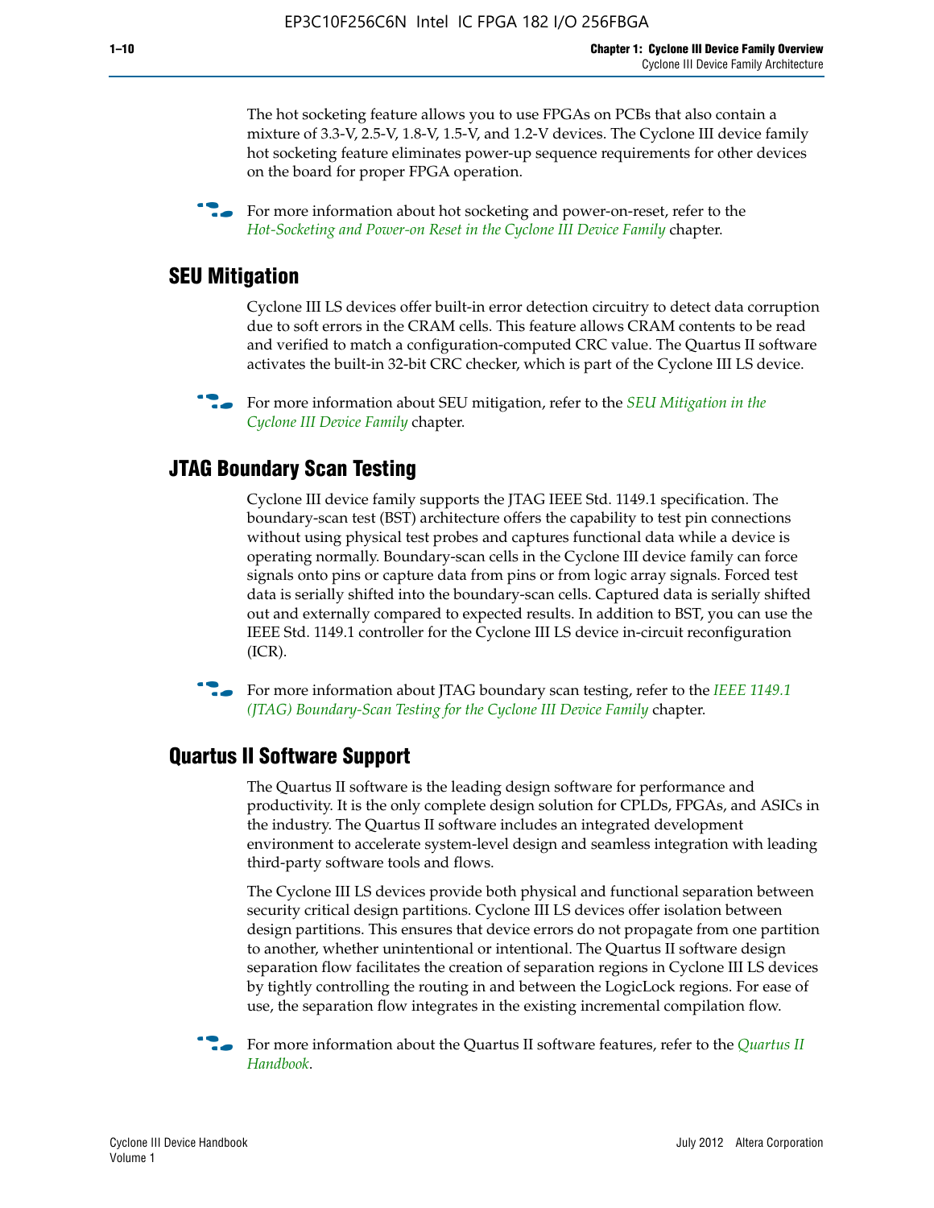The hot socketing feature allows you to use FPGAs on PCBs that also contain a mixture of 3.3-V, 2.5-V, 1.8-V, 1.5-V, and 1.2-V devices. The Cyclone III device family hot socketing feature eliminates power-up sequence requirements for other devices on the board for proper FPGA operation.

For more information about hot socketing and power-on-reset, refer to the *Hot-Socketing and Power-on Reset in the Cyclone III Device Family* chapter.

## SEU Mitigation

Cyclone III LS devices offer built-in error detection circuitry to detect data corruption due to soft errors in the CRAM cells. This feature allows CRAM contents to be read and verified to match a configuration-computed CRC value. The Quartus II software activates the built-in 32-bit CRC checker, which is part of the Cyclone III LS device.

For more information about SEU mitigation, refer to the *SEU Mitigation in the Cyclone III Device Family* chapter.

## JTAG Boundary Scan Testing

Cyclone III device family supports the JTAG IEEE Std. 1149.1 specification. The boundary-scan test (BST) architecture offers the capability to test pin connections without using physical test probes and captures functional data while a device is operating normally. Boundary-scan cells in the Cyclone III device family can force signals onto pins or capture data from pins or from logic array signals. Forced test data is serially shifted into the boundary-scan cells. Captured data is serially shifted out and externally compared to expected results. In addition to BST, you can use the IEEE Std. 1149.1 controller for the Cyclone III LS device in-circuit reconfiguration (ICR).

For more information about JTAG boundary scan testing, refer to the *IEEE 1149.1 (JTAG) Boundary-Scan Testing for the Cyclone III Device Family* chapter.

## Quartus II Software Support

The Quartus II software is the leading design software for performance and productivity. It is the only complete design solution for CPLDs, FPGAs, and ASICs in the industry. The Quartus II software includes an integrated development environment to accelerate system-level design and seamless integration with leading third-party software tools and flows.

The Cyclone III LS devices provide both physical and functional separation between security critical design partitions. Cyclone III LS devices offer isolation between design partitions. This ensures that device errors do not propagate from one partition to another, whether unintentional or intentional. The Quartus II software design separation flow facilitates the creation of separation regions in Cyclone III LS devices by tightly controlling the routing in and between the LogicLock regions. For ease of use, the separation flow integrates in the existing incremental compilation flow.

For more information about the Quartus II software features, refer to the *Quartus II Handbook*.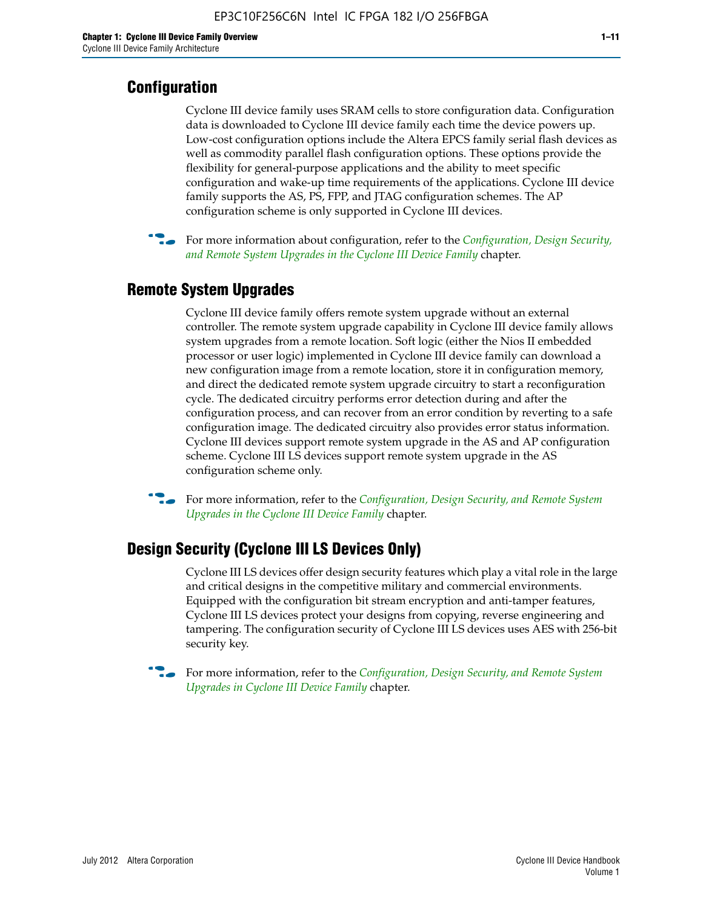## Configuration

Cyclone III device family uses SRAM cells to store configuration data. Configuration data is downloaded to Cyclone III device family each time the device powers up. Low-cost configuration options include the Altera EPCS family serial flash devices as well as commodity parallel flash configuration options. These options provide the flexibility for general-purpose applications and the ability to meet specific configuration and wake-up time requirements of the applications. Cyclone III device family supports the AS, PS, FPP, and JTAG configuration schemes. The AP configuration scheme is only supported in Cyclone III devices.

For more information about configuration, refer to the *Configuration, Design Security, and Remote System Upgrades in the Cyclone III Device Family* chapter.

## Remote System Upgrades

Cyclone III device family offers remote system upgrade without an external controller. The remote system upgrade capability in Cyclone III device family allows system upgrades from a remote location. Soft logic (either the Nios II embedded processor or user logic) implemented in Cyclone III device family can download a new configuration image from a remote location, store it in configuration memory, and direct the dedicated remote system upgrade circuitry to start a reconfiguration cycle. The dedicated circuitry performs error detection during and after the configuration process, and can recover from an error condition by reverting to a safe configuration image. The dedicated circuitry also provides error status information. Cyclone III devices support remote system upgrade in the AS and AP configuration scheme. Cyclone III LS devices support remote system upgrade in the AS configuration scheme only.

For more information, refer to the *Configuration, Design Security, and Remote System Upgrades in the Cyclone III Device Family* chapter.

## Design Security (Cyclone III LS Devices Only)

Cyclone III LS devices offer design security features which play a vital role in the large and critical designs in the competitive military and commercial environments. Equipped with the configuration bit stream encryption and anti-tamper features, Cyclone III LS devices protect your designs from copying, reverse engineering and tampering. The configuration security of Cyclone III LS devices uses AES with 256-bit security key.

For more information, refer to the *Configuration, Design Security, and Remote System Upgrades in Cyclone III Device Family* chapter.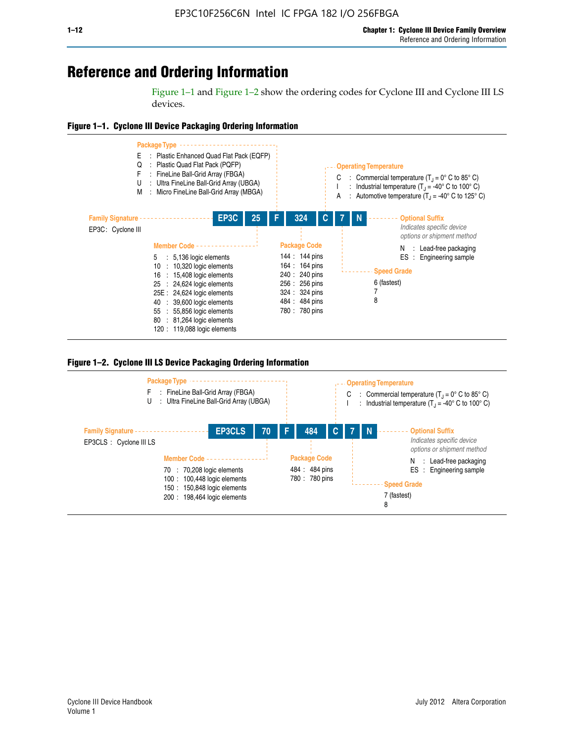# Reference and Ordering Information

Figure 1–1 and Figure 1–2 show the ordering codes for Cyclone III and Cyclone III LS devices.

**Figure 1–1. Cyclone III Device Packaging Ordering Information**

**EP3C | 25 | F | 324 | C | 7 | N**

**Family Signature**

EP3C : Cyclone III

**Member Code**

- 5 : 5,136 logic elements
- 10 : 10,320 logic elements
- 16 : 15,408 logic elements
- 25 : 24,624 logic elements
- 25E : 24,624 logic elements
- 40 : 39,600 logic elements
- 55 : 55,856 logic elements
- 80 : 81,264 logic elements
- 120 : 119,088 logic elements

**Package Type**

- E : Plastic Enhanced Quad Flat Pack (EQFP)
- Q : Plastic Quad Flat Pack (PQFP)
- F : FineLine Ball-Grid Array (FBGA)
- U : Ultra FineLine Ball-Grid Array (UBGA)
- M : Micro FineLine Ball-Grid Array (MBGA)

**Package Code**

- 144 : 144 pins
- 164 : 164 pins
- 240 : 240 pins
- 256 : 256 pins
- 324 : 324 pins
- 484 : 484 pins
- 780 : 780 pins

**Operating Temperature**

- C : Commercial temperature ($T_J$ = 0° C to 85° C)
- I : Industrial temperature ($T_J$ = -40° C to 100° C)
- A : Automotive temperature ($T_J$ = -40° C to 125° C)

**Speed Grade**

- 6 (fastest)
- 7
- 8

**Optional Suffix**

*Indicates specific device options or shipment method*

- N : Lead-free packaging
- ES : Engineering sample

**Figure 1–2. Cyclone III LS Device Packaging Ordering Information**

**EP3CLS | 70 | F | 484 | C | 7 | N**

**Family Signature**

EP3CLS : Cyclone III LS

**Member Code**

- 70 : 70,208 logic elements
- 100 : 100,448 logic elements
- 150 : 150,848 logic elements
- 200 : 198,464 logic elements

**Package Type**

- F : FineLine Ball-Grid Array (FBGA)
- U : Ultra FineLine Ball-Grid Array (UBGA)

**Package Code**

- 484 : 484 pins
- 780 : 780 pins

**Operating Temperature**

- C : Commercial temperature ($T_J$ = 0° C to 85° C)
- I : Industrial temperature ($T_J$ = -40° C to 100° C)

**Speed Grade**

- 7 (fastest)
- 8

**Optional Suffix**

*Indicates specific device options or shipment method*

- N : Lead-free packaging
- ES : Engineering sample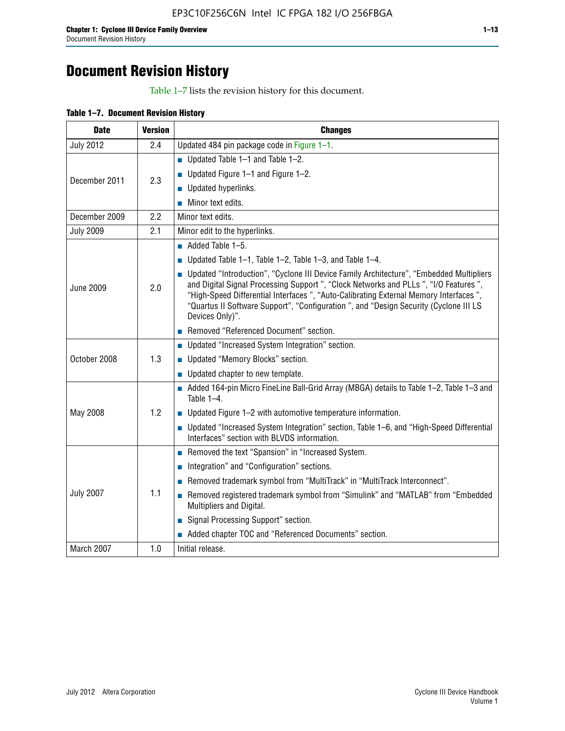# Document Revision History

Table 1–7 lists the revision history for this document.

**Table 1–7. Document Revision History**

| Date | Version | Changes |
|---|---|---|
| July 2012 | 2.4 | Updated 484 pin package code in Figure 1–1. |
| December 2011 | 2.3 | ■ Updated Table 1–1 and Table 1–2.<br>■ Updated Figure 1–1 and Figure 1–2.<br>■ Updated hyperlinks.<br>■ Minor text edits. |
| December 2009 | 2.2 | Minor text edits. |
| July 2009 | 2.1 | Minor edit to the hyperlinks. |
| June 2009 | 2.0 | ■ Added Table 1–5.<br>■ Updated Table 1–1, Table 1–2, Table 1–3, and Table 1–4.<br>■ Updated "Introduction", "Cyclone III Device Family Architecture", "Embedded Multipliers and Digital Signal Processing Support ", "Clock Networks and PLLs ", "I/O Features ", "High-Speed Differential Interfaces ", "Auto-Calibrating External Memory Interfaces ", "Quartus II Software Support", "Configuration ", and "Design Security (Cyclone III LS Devices Only)".<br>■ Removed "Referenced Document" section. |
| October 2008 | 1.3 | ■ Updated "Increased System Integration" section.<br>■ Updated "Memory Blocks" section.<br>■ Updated chapter to new template. |
| May 2008 | 1.2 | ■ Added 164-pin Micro FineLine Ball-Grid Array (MBGA) details to Table 1–2, Table 1–3 and Table 1–4.<br>■ Updated Figure 1–2 with automotive temperature information.<br>■ Updated "Increased System Integration" section, Table 1–6, and "High-Speed Differential Interfaces" section with BLVDS information. |
| July 2007 | 1.1 | ■ Removed the text "Spansion" in "Increased System.<br>■ Integration" and "Configuration" sections.<br>■ Removed trademark symbol from "MultiTrack" in "MultiTrack Interconnect".<br>■ Removed registered trademark symbol from "Simulink" and "MATLAB" from "Embedded Multipliers and Digital.<br>■ Signal Processing Support" section.<br>■ Added chapter TOC and "Referenced Documents" section. |
| March 2007 | 1.0 | Initial release. |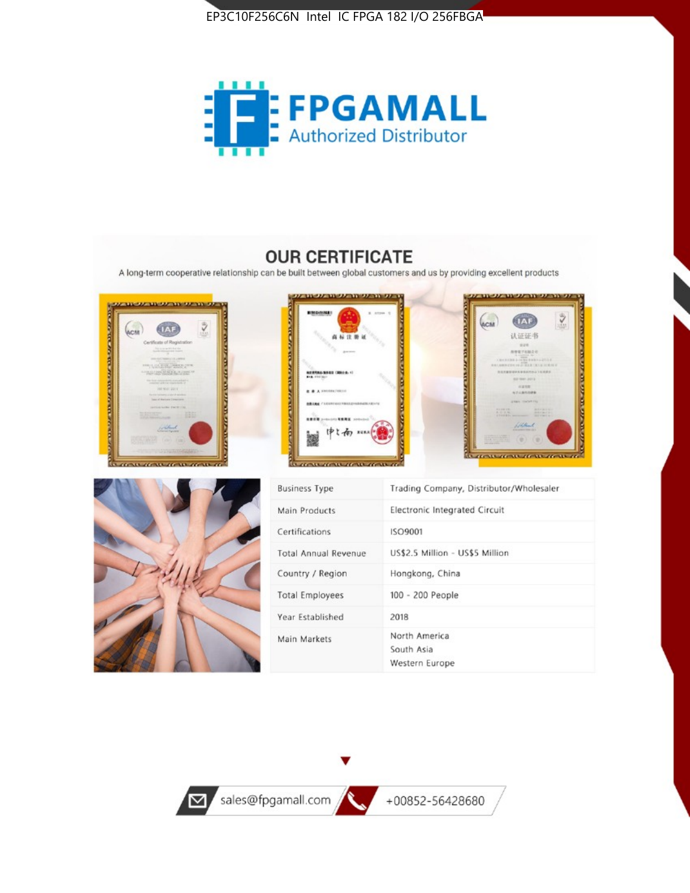FPGAMALL
Authorized Distributor

## OUR CERTIFICATE

A long-term cooperative relationship can be built between global customers and us by providing excellent products

| | |
|---|---|
| Business Type | Trading Company, Distributor/Wholesaler |
| Main Products | Electronic Integrated Circuit |
| Certifications | ISO9001 |
| Total Annual Revenue | US$2.5 Million - US$5 Million |
| Country / Region | Hongkong, China |
| Total Employees | 100 - 200 People |
| Year Established | 2018 |
| Main Markets | North America<br>South Asia<br>Western Europe |

sales@fpgamall.com

+00852-56428680